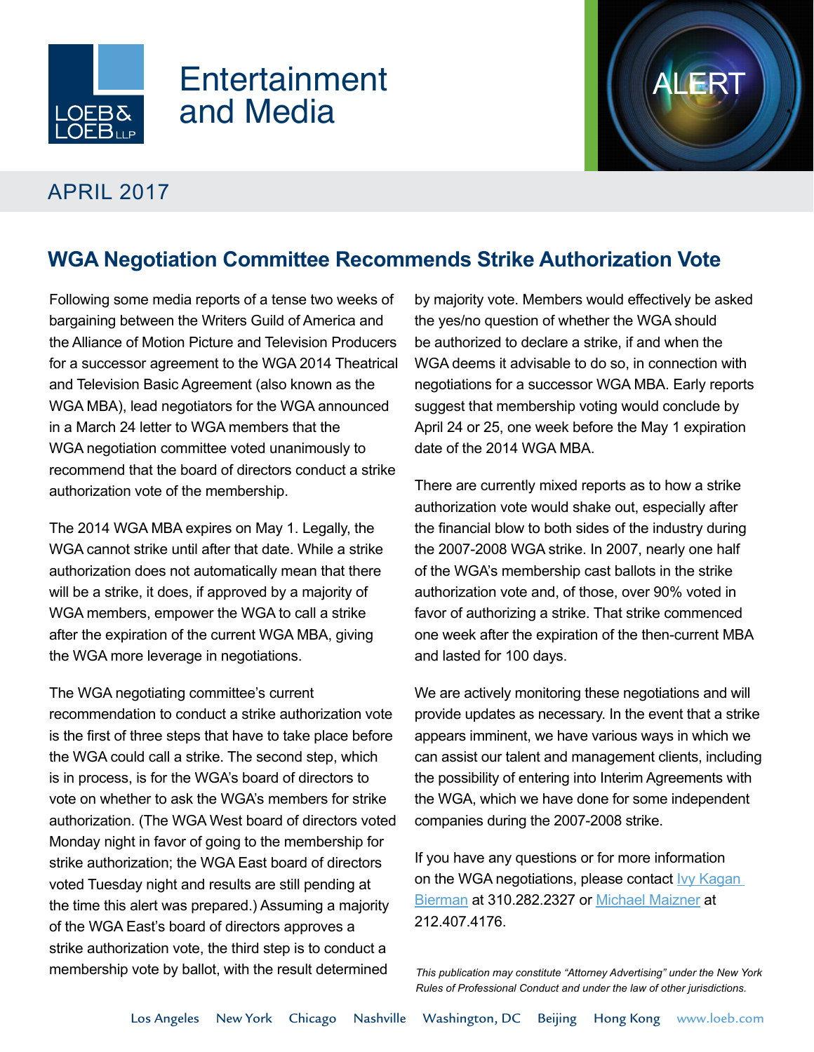# Entertainment and Media

ALERT

APRIL 2017

## WGA Negotiation Committee Recommends Strike Authorization Vote

Following some media reports of a tense two weeks of bargaining between the Writers Guild of America and the Alliance of Motion Picture and Television Producers for a successor agreement to the WGA 2014 Theatrical and Television Basic Agreement (also known as the WGA MBA), lead negotiators for the WGA announced in a March 24 letter to WGA members that the WGA negotiation committee voted unanimously to recommend that the board of directors conduct a strike authorization vote of the membership.

The 2014 WGA MBA expires on May 1. Legally, the WGA cannot strike until after that date. While a strike authorization does not automatically mean that there will be a strike, it does, if approved by a majority of WGA members, empower the WGA to call a strike after the expiration of the current WGA MBA, giving the WGA more leverage in negotiations.

The WGA negotiating committee's current recommendation to conduct a strike authorization vote is the first of three steps that have to take place before the WGA could call a strike. The second step, which is in process, is for the WGA's board of directors to vote on whether to ask the WGA's members for strike authorization. (The WGA West board of directors voted Monday night in favor of going to the membership for strike authorization; the WGA East board of directors voted Tuesday night and results are still pending at the time this alert was prepared.) Assuming a majority of the WGA East's board of directors approves a strike authorization vote, the third step is to conduct a membership vote by ballot, with the result determined by majority vote. Members would effectively be asked the yes/no question of whether the WGA should be authorized to declare a strike, if and when the WGA deems it advisable to do so, in connection with negotiations for a successor WGA MBA. Early reports suggest that membership voting would conclude by April 24 or 25, one week before the May 1 expiration date of the 2014 WGA MBA.

There are currently mixed reports as to how a strike authorization vote would shake out, especially after the financial blow to both sides of the industry during the 2007-2008 WGA strike. In 2007, nearly one half of the WGA's membership cast ballots in the strike authorization vote and, of those, over 90% voted in favor of authorizing a strike. That strike commenced one week after the expiration of the then-current MBA and lasted for 100 days.

We are actively monitoring these negotiations and will provide updates as necessary. In the event that a strike appears imminent, we have various ways in which we can assist our talent and management clients, including the possibility of entering into Interim Agreements with the WGA, which we have done for some independent companies during the 2007-2008 strike.

If you have any questions or for more information on the WGA negotiations, please contact Ivy Kagan Bierman at 310.282.2327 or Michael Maizner at 212.407.4176.

*This publication may constitute "Attorney Advertising" under the New York Rules of Professional Conduct and under the law of other jurisdictions.*

Los Angeles New York Chicago Nashville Washington, DC Beijing Hong Kong www.loeb.com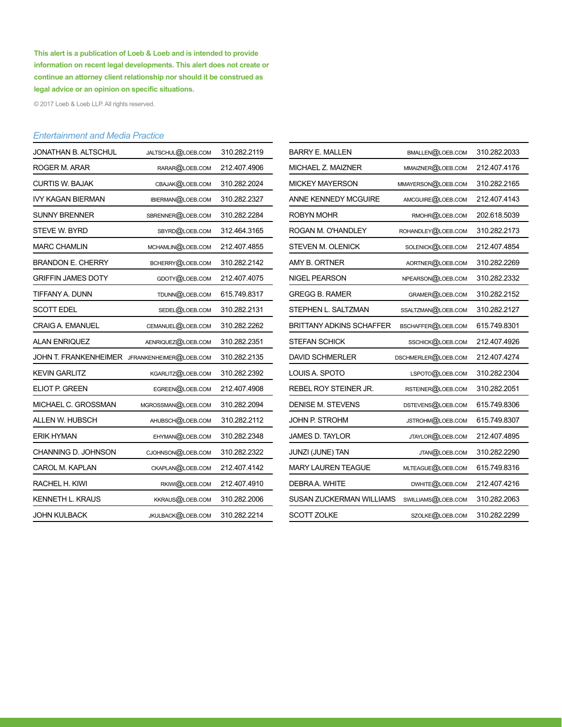**This alert is a publication of Loeb & Loeb and is intended to provide information on recent legal developments. This alert does not create or continue an attorney client relationship nor should it be construed as legal advice or an opinion on specific situations.**

© 2017 Loeb & Loeb LLP. All rights reserved.

*Entertainment and Media Practice*

| | | |
|---|---|---|
| JONATHAN B. ALTSCHUL | JALTSCHUL@LOEB.COM | 310.282.2119 |
| ROGER M. ARAR | RARAR@LOEB.COM | 212.407.4906 |
| CURTIS W. BAJAK | CBAJAK@LOEB.COM | 310.282.2024 |
| IVY KAGAN BIERMAN | IBIERMAN@LOEB.COM | 310.282.2327 |
| SUNNY BRENNER | SBRENNER@LOEB.COM | 310.282.2284 |
| STEVE W. BYRD | SBYRD@LOEB.COM | 312.464.3165 |
| MARC CHAMLIN | MCHAMLIN@LOEB.COM | 212.407.4855 |
| BRANDON E. CHERRY | BCHERRY@LOEB.COM | 310.282.2142 |
| GRIFFIN JAMES DOTY | GDOTY@LOEB.COM | 212.407.4075 |
| TIFFANY A. DUNN | TDUNN@LOEB.COM | 615.749.8317 |
| SCOTT EDEL | SEDEL@LOEB.COM | 310.282.2131 |
| CRAIG A. EMANUEL | CEMANUEL@LOEB.COM | 310.282.2262 |
| ALAN ENRIQUEZ | AENRIQUEZ@LOEB.COM | 310.282.2351 |
| JOHN T. FRANKENHEIMER | JFRANKENHEIMER@LOEB.COM | 310.282.2135 |
| KEVIN GARLITZ | KGARLITZ@LOEB.COM | 310.282.2392 |
| ELIOT P. GREEN | EGREEN@LOEB.COM | 212.407.4908 |
| MICHAEL C. GROSSMAN | MGROSSMAN@LOEB.COM | 310.282.2094 |
| ALLEN W. HUBSCH | AHUBSCH@LOEB.COM | 310.282.2112 |
| ERIK HYMAN | EHYMAN@LOEB.COM | 310.282.2348 |
| CHANNING D. JOHNSON | CJOHNSON@LOEB.COM | 310.282.2322 |
| CAROL M. KAPLAN | CKAPLAN@LOEB.COM | 212.407.4142 |
| RACHEL H. KIWI | RKIWI@LOEB.COM | 212.407.4910 |
| KENNETH L. KRAUS | KKRAUS@LOEB.COM | 310.282.2006 |
| JOHN KULBACK | JKULBACK@LOEB.COM | 310.282.2214 |
| BARRY E. MALLEN | BMALLEN@LOEB.COM | 310.282.2033 |
| MICHAEL Z. MAIZNER | MMAIZNER@LOEB.COM | 212.407.4176 |
| MICKEY MAYERSON | MMAYERSON@LOEB.COM | 310.282.2165 |
| ANNE KENNEDY MCGUIRE | AMCGUIRE@LOEB.COM | 212.407.4143 |
| ROBYN MOHR | RMOHR@LOEB.COM | 202.618.5039 |
| ROGAN M. O'HANDLEY | ROHANDLEY@LOEB.COM | 310.282.2173 |
| STEVEN M. OLENICK | SOLENICK@LOEB.COM | 212.407.4854 |
| AMY B. ORTNER | AORTNER@LOEB.COM | 310.282.2269 |
| NIGEL PEARSON | NPEARSON@LOEB.COM | 310.282.2332 |
| GREGG B. RAMER | GRAMER@LOEB.COM | 310.282.2152 |
| STEPHEN L. SALTZMAN | SSALTZMAN@LOEB.COM | 310.282.2127 |
| BRITTANY ADKINS SCHAFFER | BSCHAFFER@LOEB.COM | 615.749.8301 |
| STEFAN SCHICK | SSCHICK@LOEB.COM | 212.407.4926 |
| DAVID SCHMERLER | DSCHMERLER@LOEB.COM | 212.407.4274 |
| LOUIS A. SPOTO | LSPOTO@LOEB.COM | 310.282.2304 |
| REBEL ROY STEINER JR. | RSTEINER@LOEB.COM | 310.282.2051 |
| DENISE M. STEVENS | DSTEVENS@LOEB.COM | 615.749.8306 |
| JOHN P. STROHM | JSTROHM@LOEB.COM | 615.749.8307 |
| JAMES D. TAYLOR | JTAYLOR@LOEB.COM | 212.407.4895 |
| JUNZI (JUNE) TAN | JTAN@LOEB.COM | 310.282.2290 |
| MARY LAUREN TEAGUE | MLTEAGUE@LOEB.COM | 615.749.8316 |
| DEBRA A. WHITE | DWHITE@LOEB.COM | 212.407.4216 |
| SUSAN ZUCKERMAN WILLIAMS | SWILLIAMS@LOEB.COM | 310.282.2063 |
| SCOTT ZOLKE | SZOLKE@LOEB.COM | 310.282.2299 |